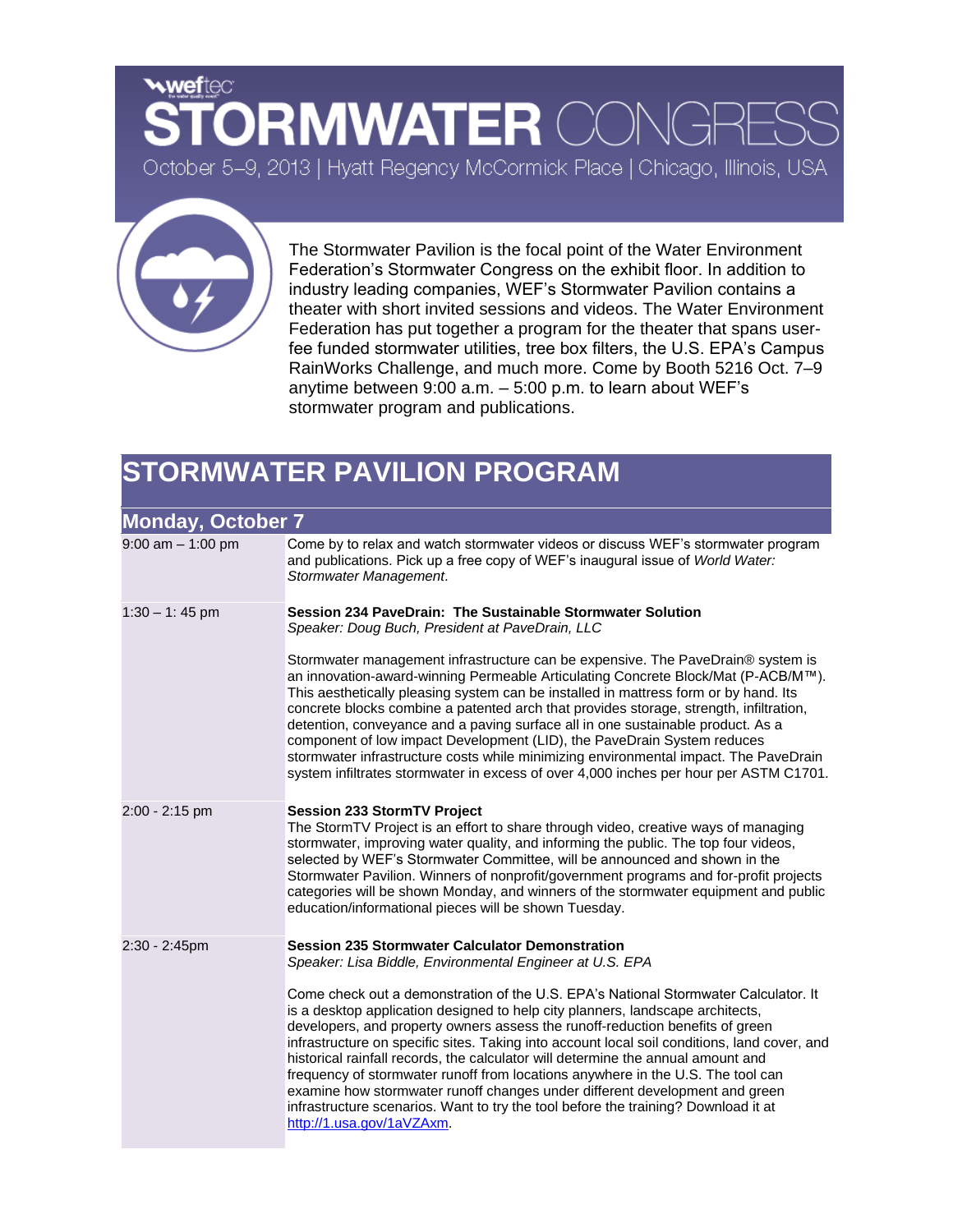weftec

# STORMWATER CONGRESS

October 5–9, 2013 | Hyatt Regency McCormick Place | Chicago, Illinois, USA

The Stormwater Pavilion is the focal point of the Water Environment Federation's Stormwater Congress on the exhibit floor. In addition to industry leading companies, WEF's Stormwater Pavilion contains a theater with short invited sessions and videos. The Water Environment Federation has put together a program for the theater that spans user-fee funded stormwater utilities, tree box filters, the U.S. EPA's Campus RainWorks Challenge, and much more. Come by Booth 5216 Oct. 7–9 anytime between 9:00 a.m. – 5:00 p.m. to learn about WEF's stormwater program and publications.

## STORMWATER PAVILION PROGRAM

### Monday, October 7

| | |
|---|---|
| 9:00 am – 1:00 pm | Come by to relax and watch stormwater videos or discuss WEF's stormwater program and publications. Pick up a free copy of WEF's inaugural issue of *World Water: Stormwater Management*. |
| 1:30 – 1: 45 pm | **Session 234 PaveDrain: The Sustainable Stormwater Solution**<br>*Speaker: Doug Buch, President at PaveDrain, LLC*<br><br>Stormwater management infrastructure can be expensive. The PaveDrain® system is an innovation-award-winning Permeable Articulating Concrete Block/Mat (P-ACB/M™). This aesthetically pleasing system can be installed in mattress form or by hand. Its concrete blocks combine a patented arch that provides storage, strength, infiltration, detention, conveyance and a paving surface all in one sustainable product. As a component of low impact Development (LID), the PaveDrain System reduces stormwater infrastructure costs while minimizing environmental impact. The PaveDrain system infiltrates stormwater in excess of over 4,000 inches per hour per ASTM C1701. |
| 2:00 - 2:15 pm | **Session 233 StormTV Project**<br>The StormTV Project is an effort to share through video, creative ways of managing stormwater, improving water quality, and informing the public. The top four videos, selected by WEF's Stormwater Committee, will be announced and shown in the Stormwater Pavilion. Winners of nonprofit/government programs and for-profit projects categories will be shown Monday, and winners of the stormwater equipment and public education/informational pieces will be shown Tuesday. |
| 2:30 - 2:45pm | **Session 235 Stormwater Calculator Demonstration**<br>*Speaker: Lisa Biddle, Environmental Engineer at U.S. EPA*<br><br>Come check out a demonstration of the U.S. EPA's National Stormwater Calculator. It is a desktop application designed to help city planners, landscape architects, developers, and property owners assess the runoff-reduction benefits of green infrastructure on specific sites. Taking into account local soil conditions, land cover, and historical rainfall records, the calculator will determine the annual amount and frequency of stormwater runoff from locations anywhere in the U.S. The tool can examine how stormwater runoff changes under different development and green infrastructure scenarios. Want to try the tool before the training? Download it at http://1.usa.gov/1aVZAxm. |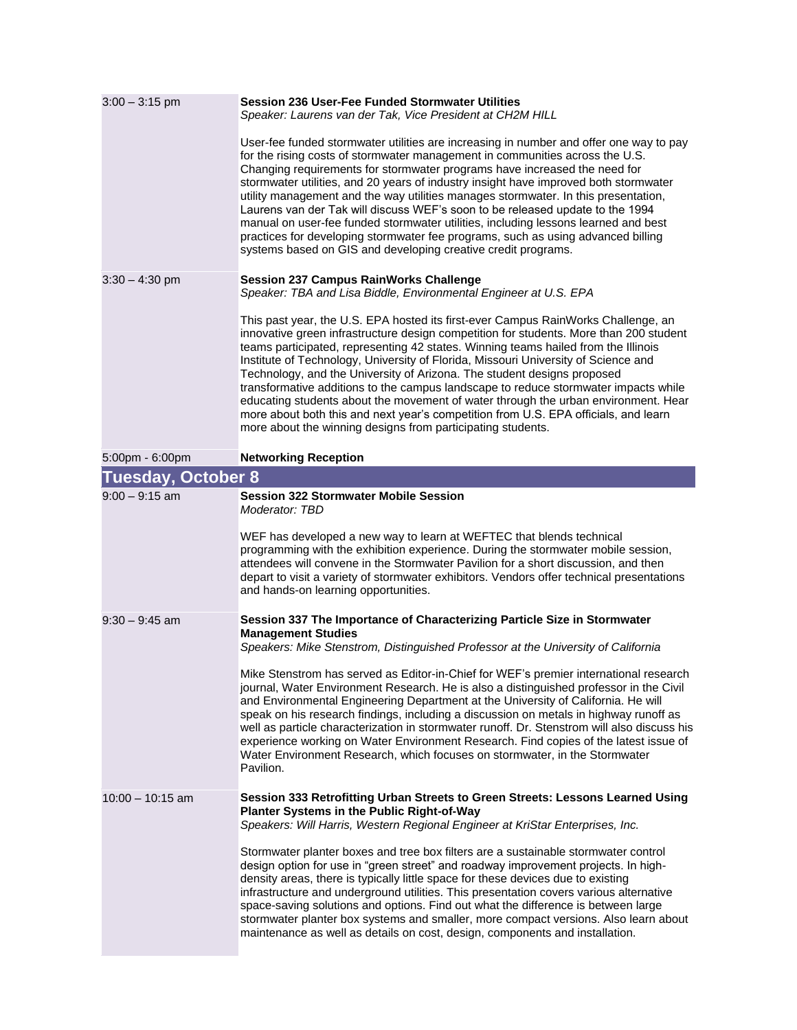| | |
|---|---|
| 3:00 – 3:15 pm | **Session 236 User-Fee Funded Stormwater Utilities**<br>*Speaker: Laurens van der Tak, Vice President at CH2M HILL*<br><br>User-fee funded stormwater utilities are increasing in number and offer one way to pay for the rising costs of stormwater management in communities across the U.S. Changing requirements for stormwater programs have increased the need for stormwater utilities, and 20 years of industry insight have improved both stormwater utility management and the way utilities manages stormwater. In this presentation, Laurens van der Tak will discuss WEF's soon to be released update to the 1994 manual on user-fee funded stormwater utilities, including lessons learned and best practices for developing stormwater fee programs, such as using advanced billing systems based on GIS and developing creative credit programs. |
| 3:30 – 4:30 pm | **Session 237 Campus RainWorks Challenge**<br>*Speaker: TBA and Lisa Biddle, Environmental Engineer at U.S. EPA*<br><br>This past year, the U.S. EPA hosted its first-ever Campus RainWorks Challenge, an innovative green infrastructure design competition for students. More than 200 student teams participated, representing 42 states. Winning teams hailed from the Illinois Institute of Technology, University of Florida, Missouri University of Science and Technology, and the University of Arizona. The student designs proposed transformative additions to the campus landscape to reduce stormwater impacts while educating students about the movement of water through the urban environment. Hear more about both this and next year's competition from U.S. EPA officials, and learn more about the winning designs from participating students. |
| 5:00pm - 6:00pm | **Networking Reception** |

## Tuesday, October 8

| | |
|---|---|
| 9:00 – 9:15 am | **Session 322 Stormwater Mobile Session**<br>*Moderator: TBD*<br><br>WEF has developed a new way to learn at WEFTEC that blends technical programming with the exhibition experience. During the stormwater mobile session, attendees will convene in the Stormwater Pavilion for a short discussion, and then depart to visit a variety of stormwater exhibitors. Vendors offer technical presentations and hands-on learning opportunities. |
| 9:30 – 9:45 am | **Session 337 The Importance of Characterizing Particle Size in Stormwater Management Studies**<br>*Speakers: Mike Stenstrom, Distinguished Professor at the University of California*<br><br>Mike Stenstrom has served as Editor-in-Chief for WEF's premier international research journal, Water Environment Research. He is also a distinguished professor in the Civil and Environmental Engineering Department at the University of California. He will speak on his research findings, including a discussion on metals in highway runoff as well as particle characterization in stormwater runoff. Dr. Stenstrom will also discuss his experience working on Water Environment Research. Find copies of the latest issue of Water Environment Research, which focuses on stormwater, in the Stormwater Pavilion. |
| 10:00 – 10:15 am | **Session 333 Retrofitting Urban Streets to Green Streets: Lessons Learned Using Planter Systems in the Public Right-of-Way**<br>*Speakers: Will Harris, Western Regional Engineer at KriStar Enterprises, Inc.*<br><br>Stormwater planter boxes and tree box filters are a sustainable stormwater control design option for use in "green street" and roadway improvement projects. In high-density areas, there is typically little space for these devices due to existing infrastructure and underground utilities. This presentation covers various alternative space-saving solutions and options. Find out what the difference is between large stormwater planter box systems and smaller, more compact versions. Also learn about maintenance as well as details on cost, design, components and installation. |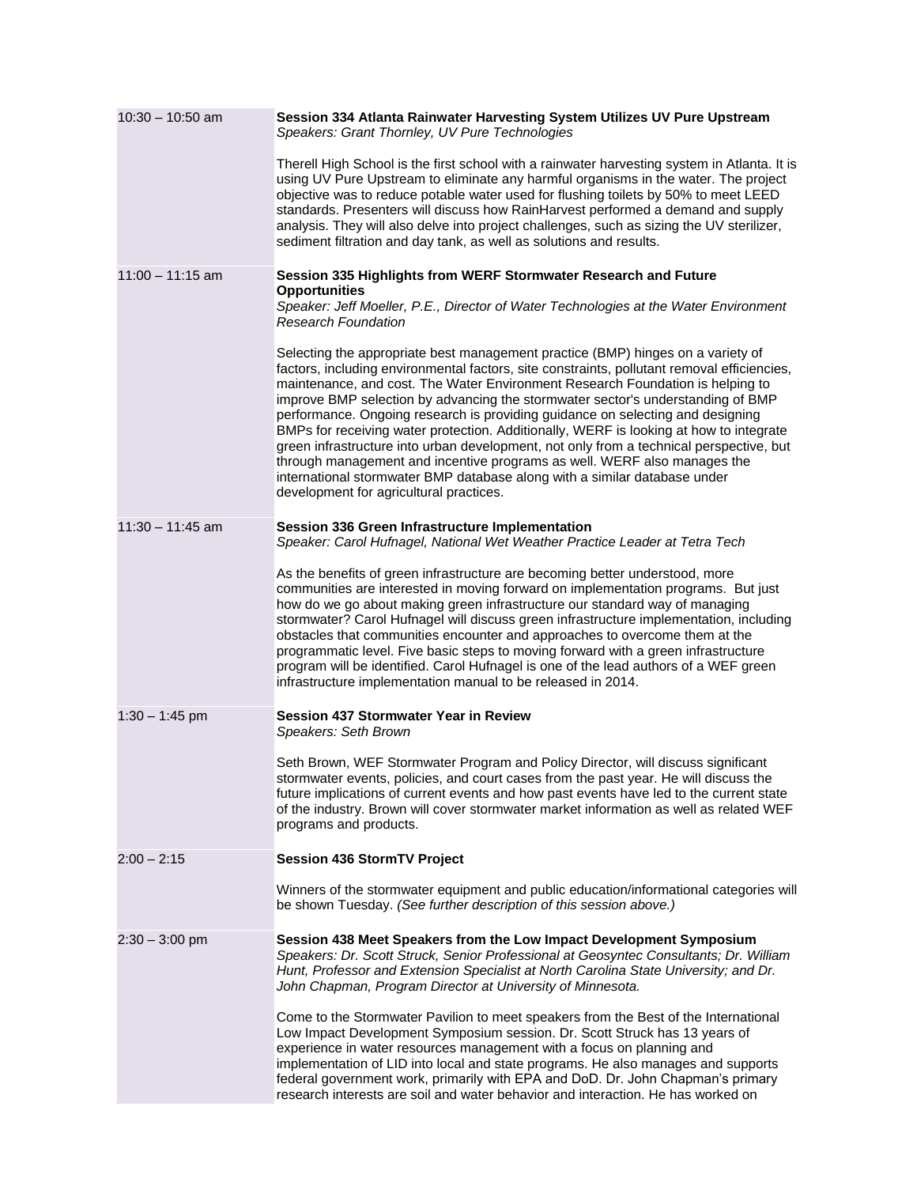| | |
|---|---|
| 10:30 – 10:50 am | **Session 334 Atlanta Rainwater Harvesting System Utilizes UV Pure Upstream**<br>*Speakers: Grant Thornley, UV Pure Technologies*<br><br>Therell High School is the first school with a rainwater harvesting system in Atlanta. It is using UV Pure Upstream to eliminate any harmful organisms in the water. The project objective was to reduce potable water used for flushing toilets by 50% to meet LEED standards. Presenters will discuss how RainHarvest performed a demand and supply analysis. They will also delve into project challenges, such as sizing the UV sterilizer, sediment filtration and day tank, as well as solutions and results. |
| 11:00 – 11:15 am | **Session 335 Highlights from WERF Stormwater Research and Future Opportunities**<br>*Speaker: Jeff Moeller, P.E., Director of Water Technologies at the Water Environment Research Foundation*<br><br>Selecting the appropriate best management practice (BMP) hinges on a variety of factors, including environmental factors, site constraints, pollutant removal efficiencies, maintenance, and cost. The Water Environment Research Foundation is helping to improve BMP selection by advancing the stormwater sector's understanding of BMP performance. Ongoing research is providing guidance on selecting and designing BMPs for receiving water protection. Additionally, WERF is looking at how to integrate green infrastructure into urban development, not only from a technical perspective, but through management and incentive programs as well. WERF also manages the international stormwater BMP database along with a similar database under development for agricultural practices. |
| 11:30 – 11:45 am | **Session 336 Green Infrastructure Implementation**<br>*Speaker: Carol Hufnagel, National Wet Weather Practice Leader at Tetra Tech*<br><br>As the benefits of green infrastructure are becoming better understood, more communities are interested in moving forward on implementation programs. But just how do we go about making green infrastructure our standard way of managing stormwater? Carol Hufnagel will discuss green infrastructure implementation, including obstacles that communities encounter and approaches to overcome them at the programmatic level. Five basic steps to moving forward with a green infrastructure program will be identified. Carol Hufnagel is one of the lead authors of a WEF green infrastructure implementation manual to be released in 2014. |
| 1:30 – 1:45 pm | **Session 437 Stormwater Year in Review**<br>*Speakers: Seth Brown*<br><br>Seth Brown, WEF Stormwater Program and Policy Director, will discuss significant stormwater events, policies, and court cases from the past year. He will discuss the future implications of current events and how past events have led to the current state of the industry. Brown will cover stormwater market information as well as related WEF programs and products. |
| 2:00 – 2:15 | **Session 436 StormTV Project**<br><br>Winners of the stormwater equipment and public education/informational categories will be shown Tuesday. *(See further description of this session above.)* |
| 2:30 – 3:00 pm | **Session 438 Meet Speakers from the Low Impact Development Symposium**<br>*Speakers: Dr. Scott Struck, Senior Professional at Geosyntec Consultants; Dr. William Hunt, Professor and Extension Specialist at North Carolina State University; and Dr. John Chapman, Program Director at University of Minnesota.*<br><br>Come to the Stormwater Pavilion to meet speakers from the Best of the International Low Impact Development Symposium session. Dr. Scott Struck has 13 years of experience in water resources management with a focus on planning and implementation of LID into local and state programs. He also manages and supports federal government work, primarily with EPA and DoD. Dr. John Chapman's primary research interests are soil and water behavior and interaction. He has worked on |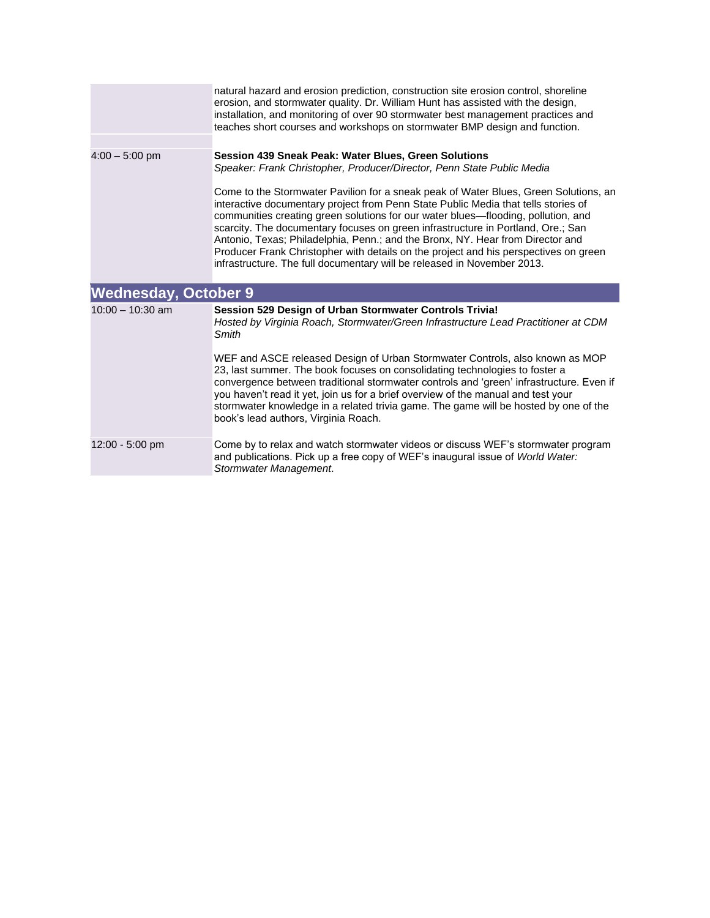| | |
|---|---|
| | natural hazard and erosion prediction, construction site erosion control, shoreline erosion, and stormwater quality. Dr. William Hunt has assisted with the design, installation, and monitoring of over 90 stormwater best management practices and teaches short courses and workshops on stormwater BMP design and function. |
| 4:00 – 5:00 pm | **Session 439 Sneak Peak: Water Blues, Green Solutions**<br>*Speaker: Frank Christopher, Producer/Director, Penn State Public Media*<br><br>Come to the Stormwater Pavilion for a sneak peak of Water Blues, Green Solutions, an interactive documentary project from Penn State Public Media that tells stories of communities creating green solutions for our water blues—flooding, pollution, and scarcity. The documentary focuses on green infrastructure in Portland, Ore.; San Antonio, Texas; Philadelphia, Penn.; and the Bronx, NY. Hear from Director and Producer Frank Christopher with details on the project and his perspectives on green infrastructure. The full documentary will be released in November 2013. |

## Wednesday, October 9

| | |
|---|---|
| 10:00 – 10:30 am | **Session 529 Design of Urban Stormwater Controls Trivia!**<br>*Hosted by Virginia Roach, Stormwater/Green Infrastructure Lead Practitioner at CDM Smith*<br><br>WEF and ASCE released Design of Urban Stormwater Controls, also known as MOP 23, last summer. The book focuses on consolidating technologies to foster a convergence between traditional stormwater controls and 'green' infrastructure. Even if you haven't read it yet, join us for a brief overview of the manual and test your stormwater knowledge in a related trivia game. The game will be hosted by one of the book's lead authors, Virginia Roach. |
| 12:00 - 5:00 pm | Come by to relax and watch stormwater videos or discuss WEF's stormwater program and publications. Pick up a free copy of WEF's inaugural issue of *World Water: Stormwater Management*. |